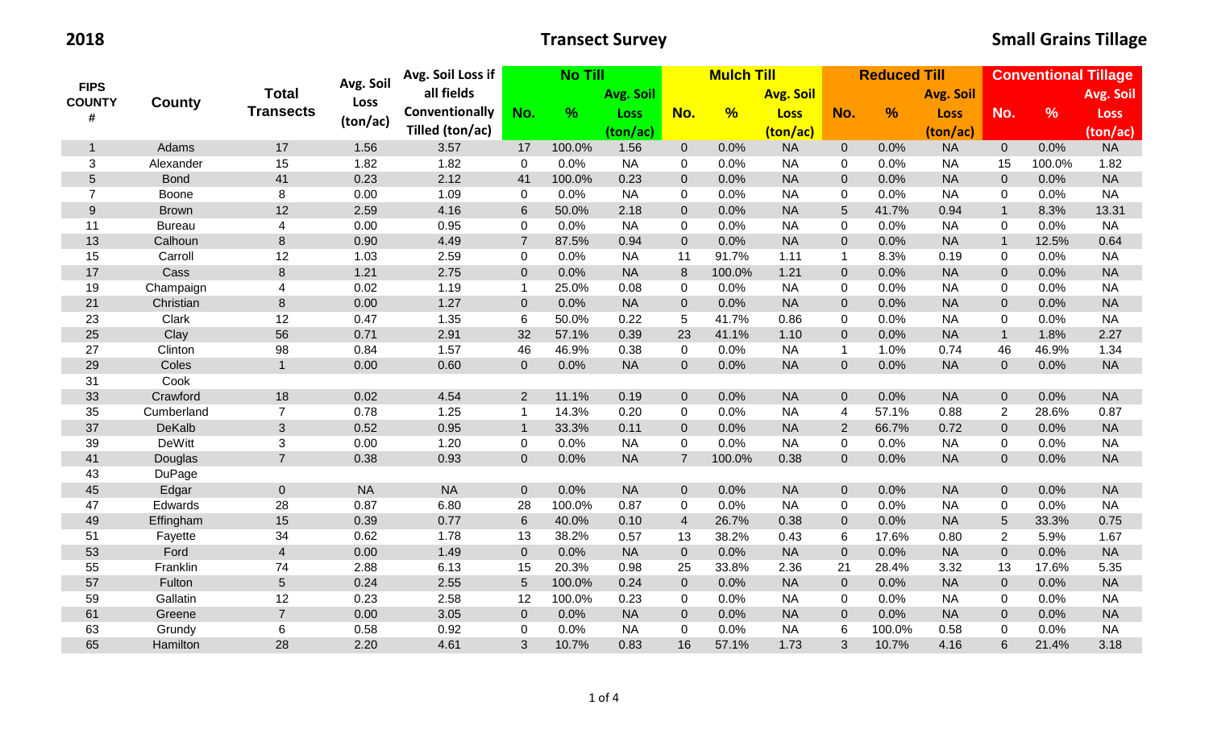**2018** **Transect Survey** **Small Grains Tillage**

| FIPS COUNTY # | County | Total Transects | Avg. Soil Loss (ton/ac) | Avg. Soil Loss if all fields Conventionally Tilled (ton/ac) | No Till | | | Mulch Till | | | Reduced Till | | | Conventional Tillage | | |
|---|---|---|---|---|---|---|---|---|---|---|---|---|---|---|---|---|
| | | | | | No. | % | Avg. Soil Loss (ton/ac) | No. | % | Avg. Soil Loss (ton/ac) | No. | % | Avg. Soil Loss (ton/ac) | No. | % | Avg. Soil Loss (ton/ac) |
| 1 | Adams | 17 | 1.56 | 3.57 | 17 | 100.0% | 1.56 | 0 | 0.0% | NA | 0 | 0.0% | NA | 0 | 0.0% | NA |
| 3 | Alexander | 15 | 1.82 | 1.82 | 0 | 0.0% | NA | 0 | 0.0% | NA | 0 | 0.0% | NA | 15 | 100.0% | 1.82 |
| 5 | Bond | 41 | 0.23 | 2.12 | 41 | 100.0% | 0.23 | 0 | 0.0% | NA | 0 | 0.0% | NA | 0 | 0.0% | NA |
| 7 | Boone | 8 | 0.00 | 1.09 | 0 | 0.0% | NA | 0 | 0.0% | NA | 0 | 0.0% | NA | 0 | 0.0% | NA |
| 9 | Brown | 12 | 2.59 | 4.16 | 6 | 50.0% | 2.18 | 0 | 0.0% | NA | 5 | 41.7% | 0.94 | 1 | 8.3% | 13.31 |
| 11 | Bureau | 4 | 0.00 | 0.95 | 0 | 0.0% | NA | 0 | 0.0% | NA | 0 | 0.0% | NA | 0 | 0.0% | NA |
| 13 | Calhoun | 8 | 0.90 | 4.49 | 7 | 87.5% | 0.94 | 0 | 0.0% | NA | 0 | 0.0% | NA | 1 | 12.5% | 0.64 |
| 15 | Carroll | 12 | 1.03 | 2.59 | 0 | 0.0% | NA | 11 | 91.7% | 1.11 | 1 | 8.3% | 0.19 | 0 | 0.0% | NA |
| 17 | Cass | 8 | 1.21 | 2.75 | 0 | 0.0% | NA | 8 | 100.0% | 1.21 | 0 | 0.0% | NA | 0 | 0.0% | NA |
| 19 | Champaign | 4 | 0.02 | 1.19 | 1 | 25.0% | 0.08 | 0 | 0.0% | NA | 0 | 0.0% | NA | 0 | 0.0% | NA |
| 21 | Christian | 8 | 0.00 | 1.27 | 0 | 0.0% | NA | 0 | 0.0% | NA | 0 | 0.0% | NA | 0 | 0.0% | NA |
| 23 | Clark | 12 | 0.47 | 1.35 | 6 | 50.0% | 0.22 | 5 | 41.7% | 0.86 | 0 | 0.0% | NA | 0 | 0.0% | NA |
| 25 | Clay | 56 | 0.71 | 2.91 | 32 | 57.1% | 0.39 | 23 | 41.1% | 1.10 | 0 | 0.0% | NA | 1 | 1.8% | 2.27 |
| 27 | Clinton | 98 | 0.84 | 1.57 | 46 | 46.9% | 0.38 | 0 | 0.0% | NA | 1 | 1.0% | 0.74 | 46 | 46.9% | 1.34 |
| 29 | Coles | 1 | 0.00 | 0.60 | 0 | 0.0% | NA | 0 | 0.0% | NA | 0 | 0.0% | NA | 0 | 0.0% | NA |
| 31 | Cook | | | | | | | | | | | | | | | |
| 33 | Crawford | 18 | 0.02 | 4.54 | 2 | 11.1% | 0.19 | 0 | 0.0% | NA | 0 | 0.0% | NA | 0 | 0.0% | NA |
| 35 | Cumberland | 7 | 0.78 | 1.25 | 1 | 14.3% | 0.20 | 0 | 0.0% | NA | 4 | 57.1% | 0.88 | 2 | 28.6% | 0.87 |
| 37 | DeKalb | 3 | 0.52 | 0.95 | 1 | 33.3% | 0.11 | 0 | 0.0% | NA | 2 | 66.7% | 0.72 | 0 | 0.0% | NA |
| 39 | DeWitt | 3 | 0.00 | 1.20 | 0 | 0.0% | NA | 0 | 0.0% | NA | 0 | 0.0% | NA | 0 | 0.0% | NA |
| 41 | Douglas | 7 | 0.38 | 0.93 | 0 | 0.0% | NA | 7 | 100.0% | 0.38 | 0 | 0.0% | NA | 0 | 0.0% | NA |
| 43 | DuPage | | | | | | | | | | | | | | | |
| 45 | Edgar | 0 | NA | NA | 0 | 0.0% | NA | 0 | 0.0% | NA | 0 | 0.0% | NA | 0 | 0.0% | NA |
| 47 | Edwards | 28 | 0.87 | 6.80 | 28 | 100.0% | 0.87 | 0 | 0.0% | NA | 0 | 0.0% | NA | 0 | 0.0% | NA |
| 49 | Effingham | 15 | 0.39 | 0.77 | 6 | 40.0% | 0.10 | 4 | 26.7% | 0.38 | 0 | 0.0% | NA | 5 | 33.3% | 0.75 |
| 51 | Fayette | 34 | 0.62 | 1.78 | 13 | 38.2% | 0.57 | 13 | 38.2% | 0.43 | 6 | 17.6% | 0.80 | 2 | 5.9% | 1.67 |
| 53 | Ford | 4 | 0.00 | 1.49 | 0 | 0.0% | NA | 0 | 0.0% | NA | 0 | 0.0% | NA | 0 | 0.0% | NA |
| 55 | Franklin | 74 | 2.88 | 6.13 | 15 | 20.3% | 0.98 | 25 | 33.8% | 2.36 | 21 | 28.4% | 3.32 | 13 | 17.6% | 5.35 |
| 57 | Fulton | 5 | 0.24 | 2.55 | 5 | 100.0% | 0.24 | 0 | 0.0% | NA | 0 | 0.0% | NA | 0 | 0.0% | NA |
| 59 | Gallatin | 12 | 0.23 | 2.58 | 12 | 100.0% | 0.23 | 0 | 0.0% | NA | 0 | 0.0% | NA | 0 | 0.0% | NA |
| 61 | Greene | 7 | 0.00 | 3.05 | 0 | 0.0% | NA | 0 | 0.0% | NA | 0 | 0.0% | NA | 0 | 0.0% | NA |
| 63 | Grundy | 6 | 0.58 | 0.92 | 0 | 0.0% | NA | 0 | 0.0% | NA | 6 | 100.0% | 0.58 | 0 | 0.0% | NA |
| 65 | Hamilton | 28 | 2.20 | 4.61 | 3 | 10.7% | 0.83 | 16 | 57.1% | 1.73 | 3 | 10.7% | 4.16 | 6 | 21.4% | 3.18 |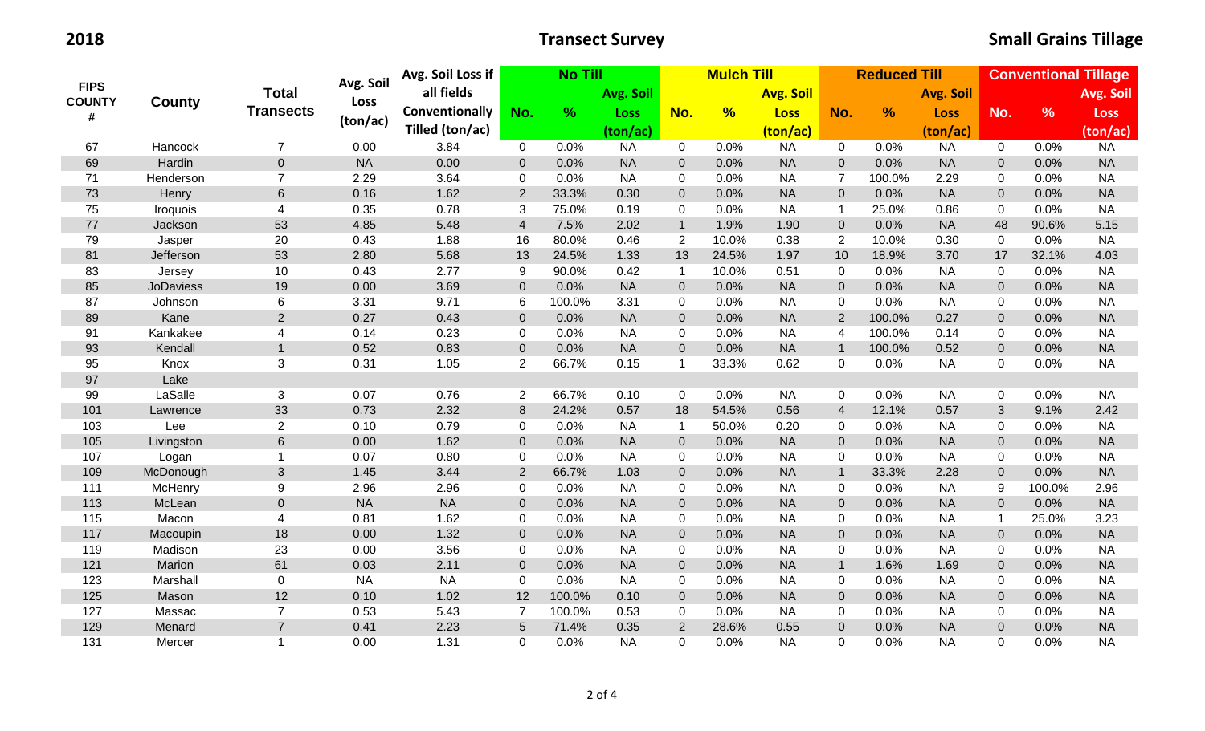**2018** **Transect Survey** **Small Grains Tillage**

| FIPS COUNTY # | County | Total Transects | Avg. Soil Loss (ton/ac) | Avg. Soil Loss if all fields Conventionally Tilled (ton/ac) | No Till | | | Mulch Till | | | Reduced Till | | | Conventional Tillage | | |
|---|---|---|---|---|---|---|---|---|---|---|---|---|---|---|---|---|
| | | | | | No. | % | Avg. Soil Loss (ton/ac) | No. | % | Avg. Soil Loss (ton/ac) | No. | % | Avg. Soil Loss (ton/ac) | No. | % | Avg. Soil Loss (ton/ac) |
| 67 | Hancock | 7 | 0.00 | 3.84 | 0 | 0.0% | NA | 0 | 0.0% | NA | 0 | 0.0% | NA | 0 | 0.0% | NA |
| 69 | Hardin | 0 | NA | 0.00 | 0 | 0.0% | NA | 0 | 0.0% | NA | 0 | 0.0% | NA | 0 | 0.0% | NA |
| 71 | Henderson | 7 | 2.29 | 3.64 | 0 | 0.0% | NA | 0 | 0.0% | NA | 7 | 100.0% | 2.29 | 0 | 0.0% | NA |
| 73 | Henry | 6 | 0.16 | 1.62 | 2 | 33.3% | 0.30 | 0 | 0.0% | NA | 0 | 0.0% | NA | 0 | 0.0% | NA |
| 75 | Iroquois | 4 | 0.35 | 0.78 | 3 | 75.0% | 0.19 | 0 | 0.0% | NA | 1 | 25.0% | 0.86 | 0 | 0.0% | NA |
| 77 | Jackson | 53 | 4.85 | 5.48 | 4 | 7.5% | 2.02 | 1 | 1.9% | 1.90 | 0 | 0.0% | NA | 48 | 90.6% | 5.15 |
| 79 | Jasper | 20 | 0.43 | 1.88 | 16 | 80.0% | 0.46 | 2 | 10.0% | 0.38 | 2 | 10.0% | 0.30 | 0 | 0.0% | NA |
| 81 | Jefferson | 53 | 2.80 | 5.68 | 13 | 24.5% | 1.33 | 13 | 24.5% | 1.97 | 10 | 18.9% | 3.70 | 17 | 32.1% | 4.03 |
| 83 | Jersey | 10 | 0.43 | 2.77 | 9 | 90.0% | 0.42 | 1 | 10.0% | 0.51 | 0 | 0.0% | NA | 0 | 0.0% | NA |
| 85 | JoDaviess | 19 | 0.00 | 3.69 | 0 | 0.0% | NA | 0 | 0.0% | NA | 0 | 0.0% | NA | 0 | 0.0% | NA |
| 87 | Johnson | 6 | 3.31 | 9.71 | 6 | 100.0% | 3.31 | 0 | 0.0% | NA | 0 | 0.0% | NA | 0 | 0.0% | NA |
| 89 | Kane | 2 | 0.27 | 0.43 | 0 | 0.0% | NA | 0 | 0.0% | NA | 2 | 100.0% | 0.27 | 0 | 0.0% | NA |
| 91 | Kankakee | 4 | 0.14 | 0.23 | 0 | 0.0% | NA | 0 | 0.0% | NA | 4 | 100.0% | 0.14 | 0 | 0.0% | NA |
| 93 | Kendall | 1 | 0.52 | 0.83 | 0 | 0.0% | NA | 0 | 0.0% | NA | 1 | 100.0% | 0.52 | 0 | 0.0% | NA |
| 95 | Knox | 3 | 0.31 | 1.05 | 2 | 66.7% | 0.15 | 1 | 33.3% | 0.62 | 0 | 0.0% | NA | 0 | 0.0% | NA |
| 97 | Lake | | | | | | | | | | | | | | | |
| 99 | LaSalle | 3 | 0.07 | 0.76 | 2 | 66.7% | 0.10 | 0 | 0.0% | NA | 0 | 0.0% | NA | 0 | 0.0% | NA |
| 101 | Lawrence | 33 | 0.73 | 2.32 | 8 | 24.2% | 0.57 | 18 | 54.5% | 0.56 | 4 | 12.1% | 0.57 | 3 | 9.1% | 2.42 |
| 103 | Lee | 2 | 0.10 | 0.79 | 0 | 0.0% | NA | 1 | 50.0% | 0.20 | 0 | 0.0% | NA | 0 | 0.0% | NA |
| 105 | Livingston | 6 | 0.00 | 1.62 | 0 | 0.0% | NA | 0 | 0.0% | NA | 0 | 0.0% | NA | 0 | 0.0% | NA |
| 107 | Logan | 1 | 0.07 | 0.80 | 0 | 0.0% | NA | 0 | 0.0% | NA | 0 | 0.0% | NA | 0 | 0.0% | NA |
| 109 | McDonough | 3 | 1.45 | 3.44 | 2 | 66.7% | 1.03 | 0 | 0.0% | NA | 1 | 33.3% | 2.28 | 0 | 0.0% | NA |
| 111 | McHenry | 9 | 2.96 | 2.96 | 0 | 0.0% | NA | 0 | 0.0% | NA | 0 | 0.0% | NA | 9 | 100.0% | 2.96 |
| 113 | McLean | 0 | NA | NA | 0 | 0.0% | NA | 0 | 0.0% | NA | 0 | 0.0% | NA | 0 | 0.0% | NA |
| 115 | Macon | 4 | 0.81 | 1.62 | 0 | 0.0% | NA | 0 | 0.0% | NA | 0 | 0.0% | NA | 1 | 25.0% | 3.23 |
| 117 | Macoupin | 18 | 0.00 | 1.32 | 0 | 0.0% | NA | 0 | 0.0% | NA | 0 | 0.0% | NA | 0 | 0.0% | NA |
| 119 | Madison | 23 | 0.00 | 3.56 | 0 | 0.0% | NA | 0 | 0.0% | NA | 0 | 0.0% | NA | 0 | 0.0% | NA |
| 121 | Marion | 61 | 0.03 | 2.11 | 0 | 0.0% | NA | 0 | 0.0% | NA | 1 | 1.6% | 1.69 | 0 | 0.0% | NA |
| 123 | Marshall | 0 | NA | NA | 0 | 0.0% | NA | 0 | 0.0% | NA | 0 | 0.0% | NA | 0 | 0.0% | NA |
| 125 | Mason | 12 | 0.10 | 1.02 | 12 | 100.0% | 0.10 | 0 | 0.0% | NA | 0 | 0.0% | NA | 0 | 0.0% | NA |
| 127 | Massac | 7 | 0.53 | 5.43 | 7 | 100.0% | 0.53 | 0 | 0.0% | NA | 0 | 0.0% | NA | 0 | 0.0% | NA |
| 129 | Menard | 7 | 0.41 | 2.23 | 5 | 71.4% | 0.35 | 2 | 28.6% | 0.55 | 0 | 0.0% | NA | 0 | 0.0% | NA |
| 131 | Mercer | 1 | 0.00 | 1.31 | 0 | 0.0% | NA | 0 | 0.0% | NA | 0 | 0.0% | NA | 0 | 0.0% | NA |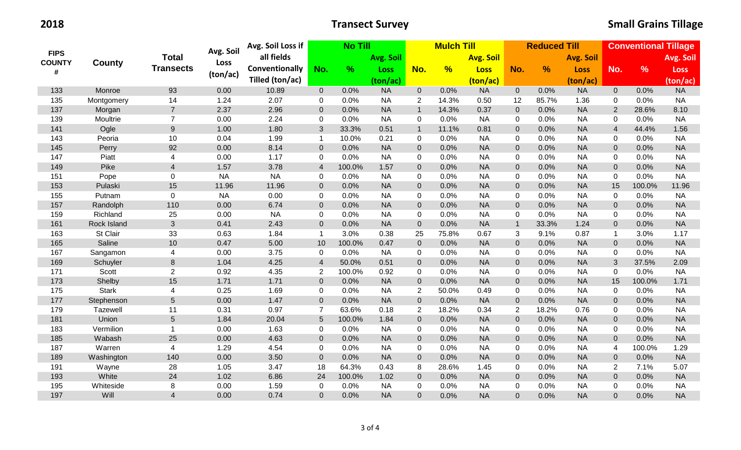**2018** **Transect Survey** **Small Grains Tillage**

| FIPS COUNTY # | County | Total Transects | Avg. Soil Loss (ton/ac) | Avg. Soil Loss if all fields Conventionally Tilled (ton/ac) | No Till | | | Mulch Till | | | Reduced Till | | | Conventional Tillage | | |
|---|---|---|---|---|---|---|---|---|---|---|---|---|---|---|---|---|
| | | | | | No. | % | Avg. Soil Loss (ton/ac) | No. | % | Avg. Soil Loss (ton/ac) | No. | % | Avg. Soil Loss (ton/ac) | No. | % | Avg. Soil Loss (ton/ac) |
| 133 | Monroe | 93 | 0.00 | 10.89 | 0 | 0.0% | NA | 0 | 0.0% | NA | 0 | 0.0% | NA | 0 | 0.0% | NA |
| 135 | Montgomery | 14 | 1.24 | 2.07 | 0 | 0.0% | NA | 2 | 14.3% | 0.50 | 12 | 85.7% | 1.36 | 0 | 0.0% | NA |
| 137 | Morgan | 7 | 2.37 | 2.96 | 0 | 0.0% | NA | 1 | 14.3% | 0.37 | 0 | 0.0% | NA | 2 | 28.6% | 8.10 |
| 139 | Moultrie | 7 | 0.00 | 2.24 | 0 | 0.0% | NA | 0 | 0.0% | NA | 0 | 0.0% | NA | 0 | 0.0% | NA |
| 141 | Ogle | 9 | 1.00 | 1.80 | 3 | 33.3% | 0.51 | 1 | 11.1% | 0.81 | 0 | 0.0% | NA | 4 | 44.4% | 1.56 |
| 143 | Peoria | 10 | 0.04 | 1.99 | 1 | 10.0% | 0.21 | 0 | 0.0% | NA | 0 | 0.0% | NA | 0 | 0.0% | NA |
| 145 | Perry | 92 | 0.00 | 8.14 | 0 | 0.0% | NA | 0 | 0.0% | NA | 0 | 0.0% | NA | 0 | 0.0% | NA |
| 147 | Piatt | 4 | 0.00 | 1.17 | 0 | 0.0% | NA | 0 | 0.0% | NA | 0 | 0.0% | NA | 0 | 0.0% | NA |
| 149 | Pike | 4 | 1.57 | 3.78 | 4 | 100.0% | 1.57 | 0 | 0.0% | NA | 0 | 0.0% | NA | 0 | 0.0% | NA |
| 151 | Pope | 0 | NA | NA | 0 | 0.0% | NA | 0 | 0.0% | NA | 0 | 0.0% | NA | 0 | 0.0% | NA |
| 153 | Pulaski | 15 | 11.96 | 11.96 | 0 | 0.0% | NA | 0 | 0.0% | NA | 0 | 0.0% | NA | 15 | 100.0% | 11.96 |
| 155 | Putnam | 0 | NA | 0.00 | 0 | 0.0% | NA | 0 | 0.0% | NA | 0 | 0.0% | NA | 0 | 0.0% | NA |
| 157 | Randolph | 110 | 0.00 | 6.74 | 0 | 0.0% | NA | 0 | 0.0% | NA | 0 | 0.0% | NA | 0 | 0.0% | NA |
| 159 | Richland | 25 | 0.00 | NA | 0 | 0.0% | NA | 0 | 0.0% | NA | 0 | 0.0% | NA | 0 | 0.0% | NA |
| 161 | Rock Island | 3 | 0.41 | 2.43 | 0 | 0.0% | NA | 0 | 0.0% | NA | 1 | 33.3% | 1.24 | 0 | 0.0% | NA |
| 163 | St Clair | 33 | 0.63 | 1.84 | 1 | 3.0% | 0.38 | 25 | 75.8% | 0.67 | 3 | 9.1% | 0.87 | 1 | 3.0% | 1.17 |
| 165 | Saline | 10 | 0.47 | 5.00 | 10 | 100.0% | 0.47 | 0 | 0.0% | NA | 0 | 0.0% | NA | 0 | 0.0% | NA |
| 167 | Sangamon | 4 | 0.00 | 3.75 | 0 | 0.0% | NA | 0 | 0.0% | NA | 0 | 0.0% | NA | 0 | 0.0% | NA |
| 169 | Schuyler | 8 | 1.04 | 4.25 | 4 | 50.0% | 0.51 | 0 | 0.0% | NA | 0 | 0.0% | NA | 3 | 37.5% | 2.09 |
| 171 | Scott | 2 | 0.92 | 4.35 | 2 | 100.0% | 0.92 | 0 | 0.0% | NA | 0 | 0.0% | NA | 0 | 0.0% | NA |
| 173 | Shelby | 15 | 1.71 | 1.71 | 0 | 0.0% | NA | 0 | 0.0% | NA | 0 | 0.0% | NA | 15 | 100.0% | 1.71 |
| 175 | Stark | 4 | 0.25 | 1.69 | 0 | 0.0% | NA | 2 | 50.0% | 0.49 | 0 | 0.0% | NA | 0 | 0.0% | NA |
| 177 | Stephenson | 5 | 0.00 | 1.47 | 0 | 0.0% | NA | 0 | 0.0% | NA | 0 | 0.0% | NA | 0 | 0.0% | NA |
| 179 | Tazewell | 11 | 0.31 | 0.97 | 7 | 63.6% | 0.18 | 2 | 18.2% | 0.34 | 2 | 18.2% | 0.76 | 0 | 0.0% | NA |
| 181 | Union | 5 | 1.84 | 20.04 | 5 | 100.0% | 1.84 | 0 | 0.0% | NA | 0 | 0.0% | NA | 0 | 0.0% | NA |
| 183 | Vermilion | 1 | 0.00 | 1.63 | 0 | 0.0% | NA | 0 | 0.0% | NA | 0 | 0.0% | NA | 0 | 0.0% | NA |
| 185 | Wabash | 25 | 0.00 | 4.63 | 0 | 0.0% | NA | 0 | 0.0% | NA | 0 | 0.0% | NA | 0 | 0.0% | NA |
| 187 | Warren | 4 | 1.29 | 4.54 | 0 | 0.0% | NA | 0 | 0.0% | NA | 0 | 0.0% | NA | 4 | 100.0% | 1.29 |
| 189 | Washington | 140 | 0.00 | 3.50 | 0 | 0.0% | NA | 0 | 0.0% | NA | 0 | 0.0% | NA | 0 | 0.0% | NA |
| 191 | Wayne | 28 | 1.05 | 3.47 | 18 | 64.3% | 0.43 | 8 | 28.6% | 1.45 | 0 | 0.0% | NA | 2 | 7.1% | 5.07 |
| 193 | White | 24 | 1.02 | 6.86 | 24 | 100.0% | 1.02 | 0 | 0.0% | NA | 0 | 0.0% | NA | 0 | 0.0% | NA |
| 195 | Whiteside | 8 | 0.00 | 1.59 | 0 | 0.0% | NA | 0 | 0.0% | NA | 0 | 0.0% | NA | 0 | 0.0% | NA |
| 197 | Will | 4 | 0.00 | 0.74 | 0 | 0.0% | NA | 0 | 0.0% | NA | 0 | 0.0% | NA | 0 | 0.0% | NA |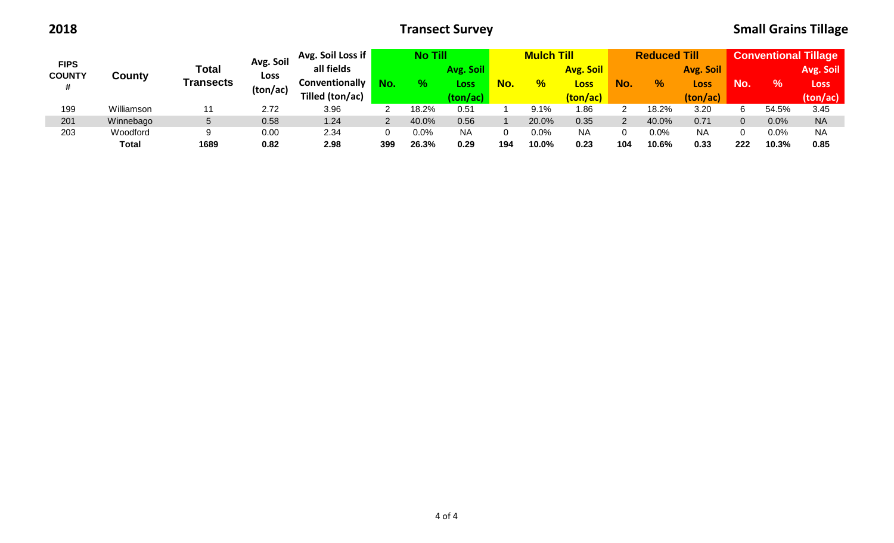2018

# Transect Survey

## Small Grains Tillage

| FIPS COUNTY # | County | Total Transects | Avg. Soil Loss (ton/ac) | Avg. Soil Loss if all fields Conventionally Tilled (ton/ac) | No Till | | | Mulch Till | | | Reduced Till | | | Conventional Tillage | | |
|---|---|---|---|---|---|---|---|---|---|---|---|---|---|---|---|---|
| | | | | | No. | % | Avg. Soil Loss (ton/ac) | No. | % | Avg. Soil Loss (ton/ac) | No. | % | Avg. Soil Loss (ton/ac) | No. | % | Avg. Soil Loss (ton/ac) |
| 199 | Williamson | 11 | 2.72 | 3.96 | 2 | 18.2% | 0.51 | 1 | 9.1% | 1.86 | 2 | 18.2% | 3.20 | 6 | 54.5% | 3.45 |
| 201 | Winnebago | 5 | 0.58 | 1.24 | 2 | 40.0% | 0.56 | 1 | 20.0% | 0.35 | 2 | 40.0% | 0.71 | 0 | 0.0% | NA |
| 203 | Woodford | 9 | 0.00 | 2.34 | 0 | 0.0% | NA | 0 | 0.0% | NA | 0 | 0.0% | NA | 0 | 0.0% | NA |
| | **Total** | **1689** | **0.82** | **2.98** | **399** | **26.3%** | **0.29** | **194** | **10.0%** | **0.23** | **104** | **10.6%** | **0.33** | **222** | **10.3%** | **0.85** |